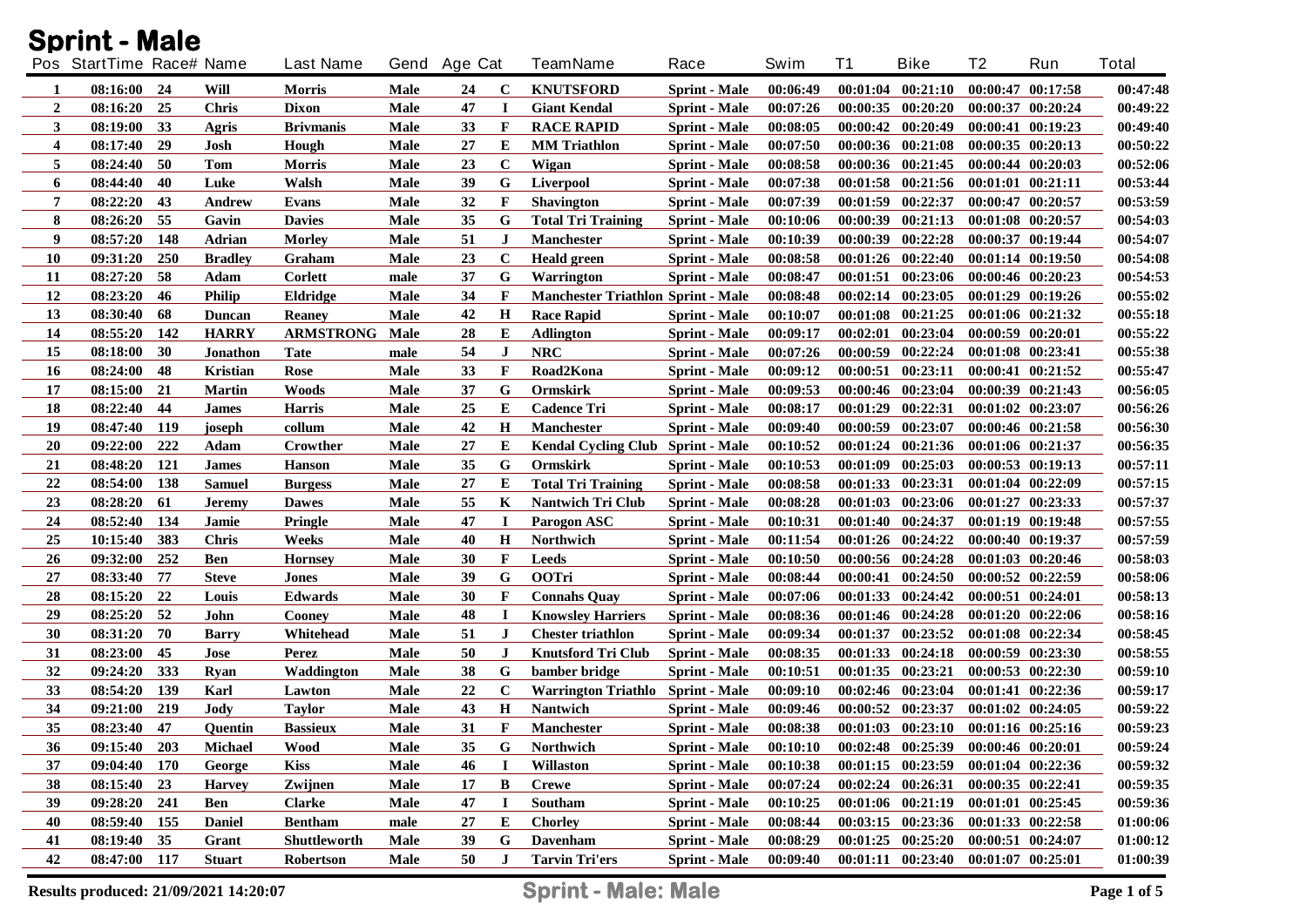# Sprint - Male

| Pos | StartTime | Race# | Name | Last Name | Gend | Age | Cat | TeamName | Race | Swim | T1 | Bike | T2 | Run | Total |
|---|---|---|---|---|---|---|---|---|---|---|---|---|---|---|---|
| 1 | 08:16:00 | 24 | Will | Morris | Male | 24 | C | KNUTSFORD | Sprint - Male | 00:06:49 | 00:01:04 | 00:21:10 | 00:00:47 | 00:17:58 | 00:47:48 |
| 2 | 08:16:20 | 25 | Chris | Dixon | Male | 47 | I | Giant Kendal | Sprint - Male | 00:07:26 | 00:00:35 | 00:20:20 | 00:00:37 | 00:20:24 | 00:49:22 |
| 3 | 08:19:00 | 33 | Agris | Brivmanis | Male | 33 | F | RACE RAPID | Sprint - Male | 00:08:05 | 00:00:42 | 00:20:49 | 00:00:41 | 00:19:23 | 00:49:40 |
| 4 | 08:17:40 | 29 | Josh | Hough | Male | 27 | E | MM Triathlon | Sprint - Male | 00:07:50 | 00:00:36 | 00:21:08 | 00:00:35 | 00:20:13 | 00:50:22 |
| 5 | 08:24:40 | 50 | Tom | Morris | Male | 23 | C | Wigan | Sprint - Male | 00:08:58 | 00:00:36 | 00:21:45 | 00:00:44 | 00:20:03 | 00:52:06 |
| 6 | 08:44:40 | 40 | Luke | Walsh | Male | 39 | G | Liverpool | Sprint - Male | 00:07:38 | 00:01:58 | 00:21:56 | 00:01:01 | 00:21:11 | 00:53:44 |
| 7 | 08:22:20 | 43 | Andrew | Evans | Male | 32 | F | Shavington | Sprint - Male | 00:07:39 | 00:01:59 | 00:22:37 | 00:00:47 | 00:20:57 | 00:53:59 |
| 8 | 08:26:20 | 55 | Gavin | Davies | Male | 35 | G | Total Tri Training | Sprint - Male | 00:10:06 | 00:00:39 | 00:21:13 | 00:01:08 | 00:20:57 | 00:54:03 |
| 9 | 08:57:20 | 148 | Adrian | Morley | Male | 51 | J | Manchester | Sprint - Male | 00:10:39 | 00:00:39 | 00:22:28 | 00:00:37 | 00:19:44 | 00:54:07 |
| 10 | 09:31:20 | 250 | Bradley | Graham | Male | 23 | C | Heald green | Sprint - Male | 00:08:58 | 00:01:26 | 00:22:40 | 00:01:14 | 00:19:50 | 00:54:08 |
| 11 | 08:27:20 | 58 | Adam | Corlett | male | 37 | G | Warrington | Sprint - Male | 00:08:47 | 00:01:51 | 00:23:06 | 00:00:46 | 00:20:23 | 00:54:53 |
| 12 | 08:23:20 | 46 | Philip | Eldridge | Male | 34 | F | Manchester Triathlon | Sprint - Male | 00:08:48 | 00:02:14 | 00:23:05 | 00:01:29 | 00:19:26 | 00:55:02 |
| 13 | 08:30:40 | 68 | Duncan | Reaney | Male | 42 | H | Race Rapid | Sprint - Male | 00:10:07 | 00:01:08 | 00:21:25 | 00:01:06 | 00:21:32 | 00:55:18 |
| 14 | 08:55:20 | 142 | HARRY | ARMSTRONG | Male | 28 | E | Adlington | Sprint - Male | 00:09:17 | 00:02:01 | 00:23:04 | 00:00:59 | 00:20:01 | 00:55:22 |
| 15 | 08:18:00 | 30 | Jonathon | Tate | male | 54 | J | NRC | Sprint - Male | 00:07:26 | 00:00:59 | 00:22:24 | 00:01:08 | 00:23:41 | 00:55:38 |
| 16 | 08:24:00 | 48 | Kristian | Rose | Male | 33 | F | Road2Kona | Sprint - Male | 00:09:12 | 00:00:51 | 00:23:11 | 00:00:41 | 00:21:52 | 00:55:47 |
| 17 | 08:15:00 | 21 | Martin | Woods | Male | 37 | G | Ormskirk | Sprint - Male | 00:09:53 | 00:00:46 | 00:23:04 | 00:00:39 | 00:21:43 | 00:56:05 |
| 18 | 08:22:40 | 44 | James | Harris | Male | 25 | E | Cadence Tri | Sprint - Male | 00:08:17 | 00:01:29 | 00:22:31 | 00:01:02 | 00:23:07 | 00:56:26 |
| 19 | 08:47:40 | 119 | joseph | collum | Male | 42 | H | Manchester | Sprint - Male | 00:09:40 | 00:00:59 | 00:23:07 | 00:00:46 | 00:21:58 | 00:56:30 |
| 20 | 09:22:00 | 222 | Adam | Crowther | Male | 27 | E | Kendal Cycling Club | Sprint - Male | 00:10:52 | 00:01:24 | 00:21:36 | 00:01:06 | 00:21:37 | 00:56:35 |
| 21 | 08:48:20 | 121 | James | Hanson | Male | 35 | G | Ormskirk | Sprint - Male | 00:10:53 | 00:01:09 | 00:25:03 | 00:00:53 | 00:19:13 | 00:57:11 |
| 22 | 08:54:00 | 138 | Samuel | Burgess | Male | 27 | E | Total Tri Training | Sprint - Male | 00:08:58 | 00:01:33 | 00:23:31 | 00:01:04 | 00:22:09 | 00:57:15 |
| 23 | 08:28:20 | 61 | Jeremy | Dawes | Male | 55 | K | Nantwich Tri Club | Sprint - Male | 00:08:28 | 00:01:03 | 00:23:06 | 00:01:27 | 00:23:33 | 00:57:37 |
| 24 | 08:52:40 | 134 | Jamie | Pringle | Male | 47 | I | Parogon ASC | Sprint - Male | 00:10:31 | 00:01:40 | 00:24:37 | 00:01:19 | 00:19:48 | 00:57:55 |
| 25 | 10:15:40 | 383 | Chris | Weeks | Male | 40 | H | Northwich | Sprint - Male | 00:11:54 | 00:01:26 | 00:24:22 | 00:00:40 | 00:19:37 | 00:57:59 |
| 26 | 09:32:00 | 252 | Ben | Hornsey | Male | 30 | F | Leeds | Sprint - Male | 00:10:50 | 00:00:56 | 00:24:28 | 00:01:03 | 00:20:46 | 00:58:03 |
| 27 | 08:33:40 | 77 | Steve | Jones | Male | 39 | G | OOTri | Sprint - Male | 00:08:44 | 00:00:41 | 00:24:50 | 00:00:52 | 00:22:59 | 00:58:06 |
| 28 | 08:15:20 | 22 | Louis | Edwards | Male | 30 | F | Connahs Quay | Sprint - Male | 00:07:06 | 00:01:33 | 00:24:42 | 00:00:51 | 00:24:01 | 00:58:13 |
| 29 | 08:25:20 | 52 | John | Cooney | Male | 48 | I | Knowsley Harriers | Sprint - Male | 00:08:36 | 00:01:46 | 00:24:28 | 00:01:20 | 00:22:06 | 00:58:16 |
| 30 | 08:31:20 | 70 | Barry | Whitehead | Male | 51 | J | Chester triathlon | Sprint - Male | 00:09:34 | 00:01:37 | 00:23:52 | 00:01:08 | 00:22:34 | 00:58:45 |
| 31 | 08:23:00 | 45 | Jose | Perez | Male | 50 | J | Knutsford Tri Club | Sprint - Male | 00:08:35 | 00:01:33 | 00:24:18 | 00:00:59 | 00:23:30 | 00:58:55 |
| 32 | 09:24:20 | 333 | Ryan | Waddington | Male | 38 | G | bamber bridge | Sprint - Male | 00:10:51 | 00:01:35 | 00:23:21 | 00:00:53 | 00:22:30 | 00:59:10 |
| 33 | 08:54:20 | 139 | Karl | Lawton | Male | 22 | C | Warrington Triathlo | Sprint - Male | 00:09:10 | 00:02:46 | 00:23:04 | 00:01:41 | 00:22:36 | 00:59:17 |
| 34 | 09:21:00 | 219 | Jody | Taylor | Male | 43 | H | Nantwich | Sprint - Male | 00:09:46 | 00:00:52 | 00:23:37 | 00:01:02 | 00:24:05 | 00:59:22 |
| 35 | 08:23:40 | 47 | Quentin | Bassieux | Male | 31 | F | Manchester | Sprint - Male | 00:08:38 | 00:01:03 | 00:23:10 | 00:01:16 | 00:25:16 | 00:59:23 |
| 36 | 09:15:40 | 203 | Michael | Wood | Male | 35 | G | Northwich | Sprint - Male | 00:10:10 | 00:02:48 | 00:25:39 | 00:00:46 | 00:20:01 | 00:59:24 |
| 37 | 09:04:40 | 170 | George | Kiss | Male | 46 | I | Willaston | Sprint - Male | 00:10:38 | 00:01:15 | 00:23:59 | 00:01:04 | 00:22:36 | 00:59:32 |
| 38 | 08:15:40 | 23 | Harvey | Zwijnen | Male | 17 | B | Crewe | Sprint - Male | 00:07:24 | 00:02:24 | 00:26:31 | 00:00:35 | 00:22:41 | 00:59:35 |
| 39 | 09:28:20 | 241 | Ben | Clarke | Male | 47 | I | Southam | Sprint - Male | 00:10:25 | 00:01:06 | 00:21:19 | 00:01:01 | 00:25:45 | 00:59:36 |
| 40 | 08:59:40 | 155 | Daniel | Bentham | male | 27 | E | Chorley | Sprint - Male | 00:08:44 | 00:03:15 | 00:23:36 | 00:01:33 | 00:22:58 | 01:00:06 |
| 41 | 08:19:40 | 35 | Grant | Shuttleworth | Male | 39 | G | Davenham | Sprint - Male | 00:08:29 | 00:01:25 | 00:25:20 | 00:00:51 | 00:24:07 | 01:00:12 |
| 42 | 08:47:00 | 117 | Stuart | Robertson | Male | 50 | J | Tarvin Tri'ers | Sprint - Male | 00:09:40 | 00:01:11 | 00:23:40 | 00:01:07 | 00:25:01 | 01:00:39 |

Results produced: 21/09/2021 14:20:07

Sprint - Male: Male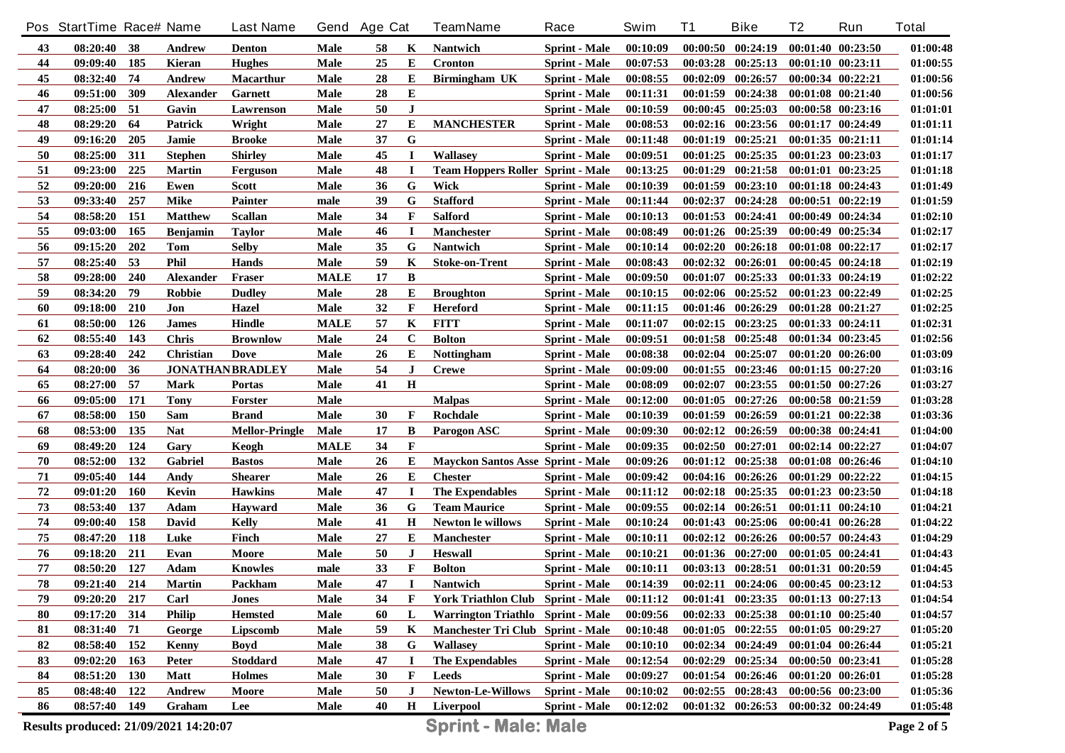| Pos | StartTime | Race# | Name | Last Name | Gend | Age | Cat | TeamName | Race | Swim | T1 | Bike | T2 | Run | Total |
|---|---|---|---|---|---|---|---|---|---|---|---|---|---|---|---|
| 43 | 08:20:40 | 38 | Andrew | Denton | Male | 58 | K | Nantwich | Sprint - Male | 00:10:09 | 00:00:50 | 00:24:19 | 00:01:40 | 00:23:50 | 01:00:48 |
| 44 | 09:09:40 | 185 | Kieran | Hughes | Male | 25 | E | Cronton | Sprint - Male | 00:07:53 | 00:03:28 | 00:25:13 | 00:01:10 | 00:23:11 | 01:00:55 |
| 45 | 08:32:40 | 74 | Andrew | Macarthur | Male | 28 | E | Birmingham UK | Sprint - Male | 00:08:55 | 00:02:09 | 00:26:57 | 00:00:34 | 00:22:21 | 01:00:56 |
| 46 | 09:51:00 | 309 | Alexander | Garnett | Male | 28 | E | | Sprint - Male | 00:11:31 | 00:01:59 | 00:24:38 | 00:01:08 | 00:21:40 | 01:00:56 |
| 47 | 08:25:00 | 51 | Gavin | Lawrenson | Male | 50 | J | | Sprint - Male | 00:10:59 | 00:00:45 | 00:25:03 | 00:00:58 | 00:23:16 | 01:01:01 |
| 48 | 08:29:20 | 64 | Patrick | Wright | Male | 27 | E | MANCHESTER | Sprint - Male | 00:08:53 | 00:02:16 | 00:23:56 | 00:01:17 | 00:24:49 | 01:01:11 |
| 49 | 09:16:20 | 205 | Jamie | Brooke | Male | 37 | G | | Sprint - Male | 00:11:48 | 00:01:19 | 00:25:21 | 00:01:35 | 00:21:11 | 01:01:14 |
| 50 | 08:25:00 | 311 | Stephen | Shirley | Male | 45 | I | Wallasey | Sprint - Male | 00:09:51 | 00:01:25 | 00:25:35 | 00:01:23 | 00:23:03 | 01:01:17 |
| 51 | 09:23:00 | 225 | Martin | Ferguson | Male | 48 | I | Team Hoppers Roller | Sprint - Male | 00:13:25 | 00:01:29 | 00:21:58 | 00:01:01 | 00:23:25 | 01:01:18 |
| 52 | 09:20:00 | 216 | Ewen | Scott | Male | 36 | G | Wick | Sprint - Male | 00:10:39 | 00:01:59 | 00:23:10 | 00:01:18 | 00:24:43 | 01:01:49 |
| 53 | 09:33:40 | 257 | Mike | Painter | male | 39 | G | Stafford | Sprint - Male | 00:11:44 | 00:02:37 | 00:24:28 | 00:00:51 | 00:22:19 | 01:01:59 |
| 54 | 08:58:20 | 151 | Matthew | Scallan | Male | 34 | F | Salford | Sprint - Male | 00:10:13 | 00:01:53 | 00:24:41 | 00:00:49 | 00:24:34 | 01:02:10 |
| 55 | 09:03:00 | 165 | Benjamin | Taylor | Male | 46 | I | Manchester | Sprint - Male | 00:08:49 | 00:01:26 | 00:25:39 | 00:00:49 | 00:25:34 | 01:02:17 |
| 56 | 09:15:20 | 202 | Tom | Selby | Male | 35 | G | Nantwich | Sprint - Male | 00:10:14 | 00:02:20 | 00:26:18 | 00:01:08 | 00:22:17 | 01:02:17 |
| 57 | 08:25:40 | 53 | Phil | Hands | Male | 59 | K | Stoke-on-Trent | Sprint - Male | 00:08:43 | 00:02:32 | 00:26:01 | 00:00:45 | 00:24:18 | 01:02:19 |
| 58 | 09:28:00 | 240 | Alexander | Fraser | MALE | 17 | B | | Sprint - Male | 00:09:50 | 00:01:07 | 00:25:33 | 00:01:33 | 00:24:19 | 01:02:22 |
| 59 | 08:34:20 | 79 | Robbie | Dudley | Male | 28 | E | Broughton | Sprint - Male | 00:10:15 | 00:02:06 | 00:25:52 | 00:01:23 | 00:22:49 | 01:02:25 |
| 60 | 09:18:00 | 210 | Jon | Hazel | Male | 32 | F | Hereford | Sprint - Male | 00:11:15 | 00:01:46 | 00:26:29 | 00:01:28 | 00:21:27 | 01:02:25 |
| 61 | 08:50:00 | 126 | James | Hindle | MALE | 57 | K | FITT | Sprint - Male | 00:11:07 | 00:02:15 | 00:23:25 | 00:01:33 | 00:24:11 | 01:02:31 |
| 62 | 08:55:40 | 143 | Chris | Brownlow | Male | 24 | C | Bolton | Sprint - Male | 00:09:51 | 00:01:58 | 00:25:48 | 00:01:34 | 00:23:45 | 01:02:56 |
| 63 | 09:28:40 | 242 | Christian | Dove | Male | 26 | E | Nottingham | Sprint - Male | 00:08:38 | 00:02:04 | 00:25:07 | 00:01:20 | 00:26:00 | 01:03:09 |
| 64 | 08:20:00 | 36 | JONATHAN | BRADLEY | Male | 54 | J | Crewe | Sprint - Male | 00:09:00 | 00:01:55 | 00:23:46 | 00:01:15 | 00:27:20 | 01:03:16 |
| 65 | 08:27:00 | 57 | Mark | Portas | Male | 41 | H | | Sprint - Male | 00:08:09 | 00:02:07 | 00:23:55 | 00:01:50 | 00:27:26 | 01:03:27 |
| 66 | 09:05:00 | 171 | Tony | Forster | Male | | | Malpas | Sprint - Male | 00:12:00 | 00:01:05 | 00:27:26 | 00:00:58 | 00:21:59 | 01:03:28 |
| 67 | 08:58:00 | 150 | Sam | Brand | Male | 30 | F | Rochdale | Sprint - Male | 00:10:39 | 00:01:59 | 00:26:59 | 00:01:21 | 00:22:38 | 01:03:36 |
| 68 | 08:53:00 | 135 | Nat | Mellor-Pringle | Male | 17 | B | Parogon ASC | Sprint - Male | 00:09:30 | 00:02:12 | 00:26:59 | 00:00:38 | 00:24:41 | 01:04:00 |
| 69 | 08:49:20 | 124 | Gary | Keogh | MALE | 34 | F | | Sprint - Male | 00:09:35 | 00:02:50 | 00:27:01 | 00:02:14 | 00:22:27 | 01:04:07 |
| 70 | 08:52:00 | 132 | Gabriel | Bastos | Male | 26 | E | Mayckon Santos Asse | Sprint - Male | 00:09:26 | 00:01:12 | 00:25:38 | 00:01:08 | 00:26:46 | 01:04:10 |
| 71 | 09:05:40 | 144 | Andy | Shearer | Male | 26 | E | Chester | Sprint - Male | 00:09:42 | 00:04:16 | 00:26:26 | 00:01:29 | 00:22:22 | 01:04:15 |
| 72 | 09:01:20 | 160 | Kevin | Hawkins | Male | 47 | I | The Expendables | Sprint - Male | 00:11:12 | 00:02:18 | 00:25:35 | 00:01:23 | 00:23:50 | 01:04:18 |
| 73 | 08:53:40 | 137 | Adam | Hayward | Male | 36 | G | Team Maurice | Sprint - Male | 00:09:55 | 00:02:14 | 00:26:51 | 00:01:11 | 00:24:10 | 01:04:21 |
| 74 | 09:00:40 | 158 | David | Kelly | Male | 41 | H | Newton le willows | Sprint - Male | 00:10:24 | 00:01:43 | 00:25:06 | 00:00:41 | 00:26:28 | 01:04:22 |
| 75 | 08:47:20 | 118 | Luke | Finch | Male | 27 | E | Manchester | Sprint - Male | 00:10:11 | 00:02:12 | 00:26:26 | 00:00:57 | 00:24:43 | 01:04:29 |
| 76 | 09:18:20 | 211 | Evan | Moore | Male | 50 | J | Heswall | Sprint - Male | 00:10:21 | 00:01:36 | 00:27:00 | 00:01:05 | 00:24:41 | 01:04:43 |
| 77 | 08:50:20 | 127 | Adam | Knowles | male | 33 | F | Bolton | Sprint - Male | 00:10:11 | 00:03:13 | 00:28:51 | 00:01:31 | 00:20:59 | 01:04:45 |
| 78 | 09:21:40 | 214 | Martin | Packham | Male | 47 | I | Nantwich | Sprint - Male | 00:14:39 | 00:02:11 | 00:24:06 | 00:00:45 | 00:23:12 | 01:04:53 |
| 79 | 09:20:20 | 217 | Carl | Jones | Male | 34 | F | York Triathlon Club | Sprint - Male | 00:11:12 | 00:01:41 | 00:23:35 | 00:01:13 | 00:27:13 | 01:04:54 |
| 80 | 09:17:20 | 314 | Philip | Hemsted | Male | 60 | L | Warrington Triathlo | Sprint - Male | 00:09:56 | 00:02:33 | 00:25:38 | 00:01:10 | 00:25:40 | 01:04:57 |
| 81 | 08:31:40 | 71 | George | Lipscomb | Male | 59 | K | Manchester Tri Club | Sprint - Male | 00:10:48 | 00:01:05 | 00:22:55 | 00:01:05 | 00:29:27 | 01:05:20 |
| 82 | 08:58:40 | 152 | Kenny | Boyd | Male | 38 | G | Wallasey | Sprint - Male | 00:10:10 | 00:02:34 | 00:24:49 | 00:01:04 | 00:26:44 | 01:05:21 |
| 83 | 09:02:20 | 163 | Peter | Stoddard | Male | 47 | I | The Expendables | Sprint - Male | 00:12:54 | 00:02:29 | 00:25:34 | 00:00:50 | 00:23:41 | 01:05:28 |
| 84 | 08:51:20 | 130 | Matt | Holmes | Male | 30 | F | Leeds | Sprint - Male | 00:09:27 | 00:01:54 | 00:26:46 | 00:01:20 | 00:26:01 | 01:05:28 |
| 85 | 08:48:40 | 122 | Andrew | Moore | Male | 50 | J | Newton-Le-Willows | Sprint - Male | 00:10:02 | 00:02:55 | 00:28:43 | 00:00:56 | 00:23:00 | 01:05:36 |
| 86 | 08:57:40 | 149 | Graham | Lee | Male | 40 | H | Liverpool | Sprint - Male | 00:12:02 | 00:01:32 | 00:26:53 | 00:00:32 | 00:24:49 | 01:05:48 |

Results produced: 21/09/2021 14:20:07

**Sprint - Male: Male**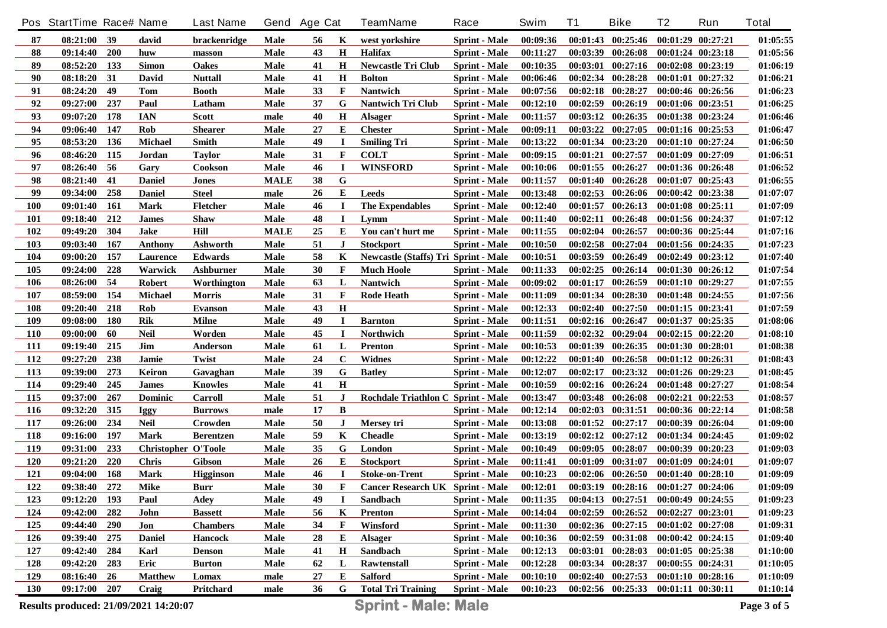| Pos | StartTime | Race# | Name | Last Name | Gend | Age | Cat | TeamName | Race | Swim | T1 | Bike | T2 | Run | Total |
|---|---|---|---|---|---|---|---|---|---|---|---|---|---|---|---|
| 87 | 08:21:00 | 39 | david | brackenridge | Male | 56 | K | west yorkshire | Sprint - Male | 00:09:36 | 00:01:43 | 00:25:46 | 00:01:29 | 00:27:21 | 01:05:55 |
| 88 | 09:14:40 | 200 | huw | masson | Male | 43 | H | Halifax | Sprint - Male | 00:11:27 | 00:03:39 | 00:26:08 | 00:01:24 | 00:23:18 | 01:05:56 |
| 89 | 08:52:20 | 133 | Simon | Oakes | Male | 41 | H | Newcastle Tri Club | Sprint - Male | 00:10:35 | 00:03:01 | 00:27:16 | 00:02:08 | 00:23:19 | 01:06:19 |
| 90 | 08:18:20 | 31 | David | Nuttall | Male | 41 | H | Bolton | Sprint - Male | 00:06:46 | 00:02:34 | 00:28:28 | 00:01:01 | 00:27:32 | 01:06:21 |
| 91 | 08:24:20 | 49 | Tom | Booth | Male | 33 | F | Nantwich | Sprint - Male | 00:07:56 | 00:02:18 | 00:28:27 | 00:00:46 | 00:26:56 | 01:06:23 |
| 92 | 09:27:00 | 237 | Paul | Latham | Male | 37 | G | Nantwich Tri Club | Sprint - Male | 00:12:10 | 00:02:59 | 00:26:19 | 00:01:06 | 00:23:51 | 01:06:25 |
| 93 | 09:07:20 | 178 | IAN | Scott | male | 40 | H | Alsager | Sprint - Male | 00:11:57 | 00:03:12 | 00:26:35 | 00:01:38 | 00:23:24 | 01:06:46 |
| 94 | 09:06:40 | 147 | Rob | Shearer | Male | 27 | E | Chester | Sprint - Male | 00:09:11 | 00:03:22 | 00:27:05 | 00:01:16 | 00:25:53 | 01:06:47 |
| 95 | 08:53:20 | 136 | Michael | Smith | Male | 49 | I | Smiling Tri | Sprint - Male | 00:13:22 | 00:01:34 | 00:23:20 | 00:01:10 | 00:27:24 | 01:06:50 |
| 96 | 08:46:20 | 115 | Jordan | Taylor | Male | 31 | F | COLT | Sprint - Male | 00:09:15 | 00:01:21 | 00:27:57 | 00:01:09 | 00:27:09 | 01:06:51 |
| 97 | 08:26:40 | 56 | Gary | Cookson | Male | 46 | I | WINSFORD | Sprint - Male | 00:10:06 | 00:01:55 | 00:26:27 | 00:01:36 | 00:26:48 | 01:06:52 |
| 98 | 08:21:40 | 41 | Daniel | Jones | MALE | 38 | G | | Sprint - Male | 00:11:57 | 00:01:40 | 00:26:28 | 00:01:07 | 00:25:43 | 01:06:55 |
| 99 | 09:34:00 | 258 | Daniel | Steel | male | 26 | E | Leeds | Sprint - Male | 00:13:48 | 00:02:53 | 00:26:06 | 00:00:42 | 00:23:38 | 01:07:07 |
| 100 | 09:01:40 | 161 | Mark | Fletcher | Male | 46 | I | The Expendables | Sprint - Male | 00:12:40 | 00:01:57 | 00:26:13 | 00:01:08 | 00:25:11 | 01:07:09 |
| 101 | 09:18:40 | 212 | James | Shaw | Male | 48 | I | Lymm | Sprint - Male | 00:11:40 | 00:02:11 | 00:26:48 | 00:01:56 | 00:24:37 | 01:07:12 |
| 102 | 09:49:20 | 304 | Jake | Hill | MALE | 25 | E | You can't hurt me | Sprint - Male | 00:11:55 | 00:02:04 | 00:26:57 | 00:00:36 | 00:25:44 | 01:07:16 |
| 103 | 09:03:40 | 167 | Anthony | Ashworth | Male | 51 | J | Stockport | Sprint - Male | 00:10:50 | 00:02:58 | 00:27:04 | 00:01:56 | 00:24:35 | 01:07:23 |
| 104 | 09:00:20 | 157 | Laurence | Edwards | Male | 58 | K | Newcastle (Staffs) Tri | Sprint - Male | 00:10:51 | 00:03:59 | 00:26:49 | 00:02:49 | 00:23:12 | 01:07:40 |
| 105 | 09:24:00 | 228 | Warwick | Ashburner | Male | 30 | F | Much Hoole | Sprint - Male | 00:11:33 | 00:02:25 | 00:26:14 | 00:01:30 | 00:26:12 | 01:07:54 |
| 106 | 08:26:00 | 54 | Robert | Worthington | Male | 63 | L | Nantwich | Sprint - Male | 00:09:02 | 00:01:17 | 00:26:59 | 00:01:10 | 00:29:27 | 01:07:55 |
| 107 | 08:59:00 | 154 | Michael | Morris | Male | 31 | F | Rode Heath | Sprint - Male | 00:11:09 | 00:01:34 | 00:28:30 | 00:01:48 | 00:24:55 | 01:07:56 |
| 108 | 09:20:40 | 218 | Rob | Evanson | Male | 43 | H | | Sprint - Male | 00:12:33 | 00:02:40 | 00:27:50 | 00:01:15 | 00:23:41 | 01:07:59 |
| 109 | 09:08:00 | 180 | Rik | Milne | Male | 49 | I | Barnton | Sprint - Male | 00:11:51 | 00:02:16 | 00:26:47 | 00:01:37 | 00:25:35 | 01:08:06 |
| 110 | 09:00:00 | 60 | Neil | Worden | Male | 45 | I | Northwich | Sprint - Male | 00:11:59 | 00:02:32 | 00:29:04 | 00:02:15 | 00:22:20 | 01:08:10 |
| 111 | 09:19:40 | 215 | Jim | Anderson | Male | 61 | L | Prenton | Sprint - Male | 00:10:53 | 00:01:39 | 00:26:35 | 00:01:30 | 00:28:01 | 01:08:38 |
| 112 | 09:27:20 | 238 | Jamie | Twist | Male | 24 | C | Widnes | Sprint - Male | 00:12:22 | 00:01:40 | 00:26:58 | 00:01:12 | 00:26:31 | 01:08:43 |
| 113 | 09:39:00 | 273 | Keiron | Gavaghan | Male | 39 | G | Batley | Sprint - Male | 00:12:07 | 00:02:17 | 00:23:32 | 00:01:26 | 00:29:23 | 01:08:45 |
| 114 | 09:29:40 | 245 | James | Knowles | Male | 41 | H | | Sprint - Male | 00:10:59 | 00:02:16 | 00:26:24 | 00:01:48 | 00:27:27 | 01:08:54 |
| 115 | 09:37:00 | 267 | Dominic | Carroll | Male | 51 | J | Rochdale Triathlon C | Sprint - Male | 00:13:47 | 00:03:48 | 00:26:08 | 00:02:21 | 00:22:53 | 01:08:57 |
| 116 | 09:32:20 | 315 | Iggy | Burrows | male | 17 | B | | Sprint - Male | 00:12:14 | 00:02:03 | 00:31:51 | 00:00:36 | 00:22:14 | 01:08:58 |
| 117 | 09:26:00 | 234 | Neil | Crowden | Male | 50 | J | Mersey tri | Sprint - Male | 00:13:08 | 00:01:52 | 00:27:17 | 00:00:39 | 00:26:04 | 01:09:00 |
| 118 | 09:16:00 | 197 | Mark | Berentzen | Male | 59 | K | Cheadle | Sprint - Male | 00:13:19 | 00:02:12 | 00:27:12 | 00:01:34 | 00:24:45 | 01:09:02 |
| 119 | 09:31:00 | 233 | Christopher | O'Toole | Male | 35 | G | London | Sprint - Male | 00:10:49 | 00:09:05 | 00:28:07 | 00:00:39 | 00:20:23 | 01:09:03 |
| 120 | 09:21:20 | 220 | Chris | Gibson | Male | 26 | E | Stockport | Sprint - Male | 00:11:41 | 00:01:09 | 00:31:07 | 00:01:09 | 00:24:01 | 01:09:07 |
| 121 | 09:04:00 | 168 | Mark | Higginson | Male | 46 | I | Stoke-on-Trent | Sprint - Male | 00:10:23 | 00:02:06 | 00:26:50 | 00:01:40 | 00:28:10 | 01:09:09 |
| 122 | 09:38:40 | 272 | Mike | Burr | Male | 30 | F | Cancer Research UK | Sprint - Male | 00:12:01 | 00:03:19 | 00:28:16 | 00:01:27 | 00:24:06 | 01:09:09 |
| 123 | 09:12:20 | 193 | Paul | Adey | Male | 49 | I | Sandbach | Sprint - Male | 00:11:35 | 00:04:13 | 00:27:51 | 00:00:49 | 00:24:55 | 01:09:23 |
| 124 | 09:42:00 | 282 | John | Bassett | Male | 56 | K | Prenton | Sprint - Male | 00:14:04 | 00:02:59 | 00:26:52 | 00:02:27 | 00:23:01 | 01:09:23 |
| 125 | 09:44:40 | 290 | Jon | Chambers | Male | 34 | F | Winsford | Sprint - Male | 00:11:30 | 00:02:36 | 00:27:15 | 00:01:02 | 00:27:08 | 01:09:31 |
| 126 | 09:39:40 | 275 | Daniel | Hancock | Male | 28 | E | Alsager | Sprint - Male | 00:10:36 | 00:02:59 | 00:31:08 | 00:00:42 | 00:24:15 | 01:09:40 |
| 127 | 09:42:40 | 284 | Karl | Denson | Male | 41 | H | Sandbach | Sprint - Male | 00:12:13 | 00:03:01 | 00:28:03 | 00:01:05 | 00:25:38 | 01:10:00 |
| 128 | 09:42:20 | 283 | Eric | Burton | Male | 62 | L | Rawtenstall | Sprint - Male | 00:12:28 | 00:03:34 | 00:28:37 | 00:00:55 | 00:24:31 | 01:10:05 |
| 129 | 08:16:40 | 26 | Matthew | Lomax | male | 27 | E | Salford | Sprint - Male | 00:10:10 | 00:02:40 | 00:27:53 | 00:01:10 | 00:28:16 | 01:10:09 |
| 130 | 09:17:00 | 207 | Craig | Pritchard | male | 36 | G | Total Tri Training | Sprint - Male | 00:10:23 | 00:02:56 | 00:25:33 | 00:01:11 | 00:30:11 | 01:10:14 |

**Results produced: 21/09/2021 14:20:07**

**Sprint - Male: Male**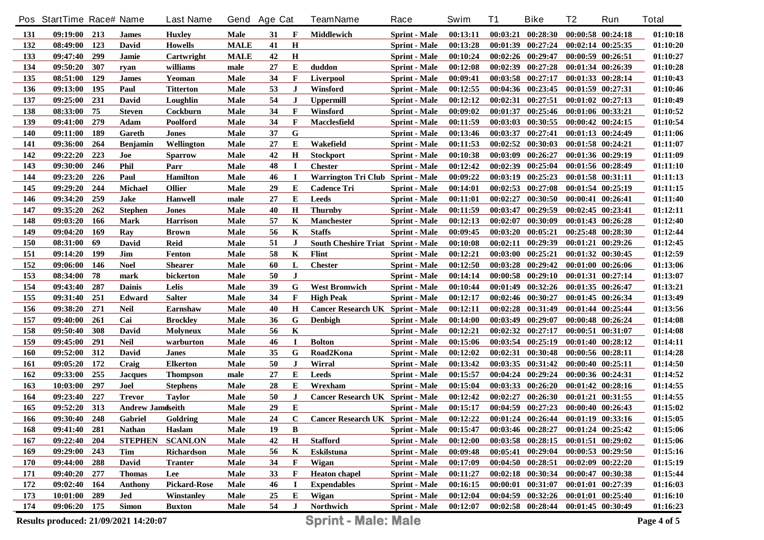| Pos | StartTime | Race# | Name | Last Name | Gend | Age | Cat | TeamName | Race | Swim | T1 | Bike | T2 | Run | Total |
|---|---|---|---|---|---|---|---|---|---|---|---|---|---|---|---|
| 131 | 09:19:00 | 213 | James | Huxley | Male | 31 | F | Middlewich | Sprint - Male | 00:13:11 | 00:03:21 | 00:28:30 | 00:00:58 | 00:24:18 | 01:10:18 |
| 132 | 08:49:00 | 123 | David | Howells | MALE | 41 | H | | Sprint - Male | 00:13:28 | 00:01:39 | 00:27:24 | 00:02:14 | 00:25:35 | 01:10:20 |
| 133 | 09:47:40 | 299 | Jamie | Cartwright | MALE | 42 | H | | Sprint - Male | 00:10:24 | 00:02:26 | 00:29:47 | 00:00:59 | 00:26:51 | 01:10:27 |
| 134 | 09:50:20 | 307 | ryan | williams | male | 27 | E | duddon | Sprint - Male | 00:12:08 | 00:02:39 | 00:27:28 | 00:01:34 | 00:26:39 | 01:10:28 |
| 135 | 08:51:00 | 129 | James | Yeoman | Male | 34 | F | Liverpool | Sprint - Male | 00:09:41 | 00:03:58 | 00:27:17 | 00:01:33 | 00:28:14 | 01:10:43 |
| 136 | 09:13:00 | 195 | Paul | Titterton | Male | 53 | J | Winsford | Sprint - Male | 00:12:55 | 00:04:36 | 00:23:45 | 00:01:59 | 00:27:31 | 01:10:46 |
| 137 | 09:25:00 | 231 | David | Loughlin | Male | 54 | J | Uppermill | Sprint - Male | 00:12:12 | 00:02:31 | 00:27:51 | 00:01:02 | 00:27:13 | 01:10:49 |
| 138 | 08:33:00 | 75 | Steven | Cockburn | Male | 34 | F | Winsford | Sprint - Male | 00:09:02 | 00:01:37 | 00:25:46 | 00:01:06 | 00:33:21 | 01:10:52 |
| 139 | 09:41:00 | 279 | Adam | Poolford | Male | 34 | F | Macclesfield | Sprint - Male | 00:11:59 | 00:03:03 | 00:30:55 | 00:00:42 | 00:24:15 | 01:10:54 |
| 140 | 09:11:00 | 189 | Gareth | Jones | Male | 37 | G | | Sprint - Male | 00:13:46 | 00:03:37 | 00:27:41 | 00:01:13 | 00:24:49 | 01:11:06 |
| 141 | 09:36:00 | 264 | Benjamin | Wellington | Male | 27 | E | Wakefield | Sprint - Male | 00:11:53 | 00:02:52 | 00:30:03 | 00:01:58 | 00:24:21 | 01:11:07 |
| 142 | 09:22:20 | 223 | Joe | Sparrow | Male | 42 | H | Stockport | Sprint - Male | 00:10:38 | 00:03:09 | 00:26:27 | 00:01:36 | 00:29:19 | 01:11:09 |
| 143 | 09:30:00 | 246 | Phil | Parr | Male | 48 | I | Chester | Sprint - Male | 00:12:42 | 00:02:39 | 00:25:04 | 00:01:56 | 00:28:49 | 01:11:10 |
| 144 | 09:23:20 | 226 | Paul | Hamilton | Male | 46 | I | Warrington Tri Club | Sprint - Male | 00:09:22 | 00:03:19 | 00:25:23 | 00:01:58 | 00:31:11 | 01:11:13 |
| 145 | 09:29:20 | 244 | Michael | Ollier | Male | 29 | E | Cadence Tri | Sprint - Male | 00:14:01 | 00:02:53 | 00:27:08 | 00:01:54 | 00:25:19 | 01:11:15 |
| 146 | 09:34:20 | 259 | Jake | Hanwell | male | 27 | E | Leeds | Sprint - Male | 00:11:01 | 00:02:27 | 00:30:50 | 00:00:41 | 00:26:41 | 01:11:40 |
| 147 | 09:35:20 | 262 | Stephen | Jones | Male | 40 | H | Thurnby | Sprint - Male | 00:11:59 | 00:03:47 | 00:29:59 | 00:02:45 | 00:23:41 | 01:12:11 |
| 148 | 09:03:20 | 166 | Mark | Harrison | Male | 57 | K | Manchester | Sprint - Male | 00:12:13 | 00:02:07 | 00:30:09 | 00:01:43 | 00:26:28 | 01:12:40 |
| 149 | 09:04:20 | 169 | Ray | Brown | Male | 56 | K | Staffs | Sprint - Male | 00:09:45 | 00:03:20 | 00:05:21 | 00:25:48 | 00:28:30 | 01:12:44 |
| 150 | 08:31:00 | 69 | David | Reid | Male | 51 | J | South Cheshire Triat | Sprint - Male | 00:10:08 | 00:02:11 | 00:29:39 | 00:01:21 | 00:29:26 | 01:12:45 |
| 151 | 09:14:20 | 199 | Jim | Fenton | Male | 58 | K | Flint | Sprint - Male | 00:12:21 | 00:03:00 | 00:25:21 | 00:01:32 | 00:30:45 | 01:12:59 |
| 152 | 09:06:00 | 146 | Noel | Shearer | Male | 60 | L | Chester | Sprint - Male | 00:12:50 | 00:03:28 | 00:29:42 | 00:01:00 | 00:26:06 | 01:13:06 |
| 153 | 08:34:00 | 78 | mark | bickerton | Male | 50 | J | | Sprint - Male | 00:14:14 | 00:00:58 | 00:29:10 | 00:01:31 | 00:27:14 | 01:13:07 |
| 154 | 09:43:40 | 287 | Dainis | Lelis | Male | 39 | G | West Bromwich | Sprint - Male | 00:10:44 | 00:01:49 | 00:32:26 | 00:01:35 | 00:26:47 | 01:13:21 |
| 155 | 09:31:40 | 251 | Edward | Salter | Male | 34 | F | High Peak | Sprint - Male | 00:12:17 | 00:02:46 | 00:30:27 | 00:01:45 | 00:26:34 | 01:13:49 |
| 156 | 09:38:20 | 271 | Neil | Earnshaw | Male | 40 | H | Cancer Research UK | Sprint - Male | 00:12:11 | 00:02:28 | 00:31:49 | 00:01:44 | 00:25:44 | 01:13:56 |
| 157 | 09:40:00 | 261 | Cai | Brockley | Male | 36 | G | Denbigh | Sprint - Male | 00:14:00 | 00:03:49 | 00:29:07 | 00:00:48 | 00:26:24 | 01:14:08 |
| 158 | 09:50:40 | 308 | David | Molyneux | Male | 56 | K | | Sprint - Male | 00:12:21 | 00:02:32 | 00:27:17 | 00:00:51 | 00:31:07 | 01:14:08 |
| 159 | 09:45:00 | 291 | Neil | warburton | Male | 46 | I | Bolton | Sprint - Male | 00:15:06 | 00:03:54 | 00:25:19 | 00:01:40 | 00:28:12 | 01:14:11 |
| 160 | 09:52:00 | 312 | David | Janes | Male | 35 | G | Road2Kona | Sprint - Male | 00:12:02 | 00:02:31 | 00:30:48 | 00:00:56 | 00:28:11 | 01:14:28 |
| 161 | 09:05:20 | 172 | Craig | Elkerton | Male | 50 | J | Wirral | Sprint - Male | 00:13:42 | 00:03:35 | 00:31:42 | 00:00:40 | 00:25:11 | 01:14:50 |
| 162 | 09:33:00 | 255 | Jacques | Thompson | male | 27 | E | Leeds | Sprint - Male | 00:15:57 | 00:04:24 | 00:29:24 | 00:00:36 | 00:24:31 | 01:14:52 |
| 163 | 10:03:00 | 297 | Joel | Stephens | Male | 28 | E | Wrexham | Sprint - Male | 00:15:04 | 00:03:33 | 00:26:20 | 00:01:42 | 00:28:16 | 01:14:55 |
| 164 | 09:23:40 | 227 | Trevor | Taylor | Male | 50 | J | Cancer Research UK | Sprint - Male | 00:12:42 | 00:02:27 | 00:26:30 | 00:01:21 | 00:31:55 | 01:14:55 |
| 165 | 09:52:20 | 313 | Andrew James | Keith | Male | 29 | E | | Sprint - Male | 00:15:17 | 00:04:59 | 00:27:23 | 00:00:40 | 00:26:43 | 01:15:02 |
| 166 | 09:30:40 | 248 | Gabriel | Goldring | Male | 24 | C | Cancer Research UK | Sprint - Male | 00:12:22 | 00:01:24 | 00:26:44 | 00:01:19 | 00:33:16 | 01:15:05 |
| 168 | 09:41:40 | 281 | Nathan | Haslam | Male | 19 | B | | Sprint - Male | 00:15:47 | 00:03:46 | 00:28:27 | 00:01:24 | 00:25:42 | 01:15:06 |
| 167 | 09:22:40 | 204 | STEPHEN | SCANLON | Male | 42 | H | Stafford | Sprint - Male | 00:12:00 | 00:03:58 | 00:28:15 | 00:01:51 | 00:29:02 | 01:15:06 |
| 169 | 09:29:00 | 243 | Tim | Richardson | Male | 56 | K | Eskilstuna | Sprint - Male | 00:09:48 | 00:05:41 | 00:29:04 | 00:00:53 | 00:29:50 | 01:15:16 |
| 170 | 09:44:00 | 288 | David | Tranter | Male | 34 | F | Wigan | Sprint - Male | 00:17:09 | 00:04:50 | 00:28:51 | 00:02:09 | 00:22:20 | 01:15:19 |
| 171 | 09:40:20 | 277 | Thomas | Lee | Male | 33 | F | Heaton chapel | Sprint - Male | 00:11:27 | 00:02:18 | 00:30:34 | 00:00:47 | 00:30:38 | 01:15:44 |
| 172 | 09:02:40 | 164 | Anthony | Pickard-Rose | Male | 46 | I | Expendables | Sprint - Male | 00:16:15 | 00:00:01 | 00:31:07 | 00:01:01 | 00:27:39 | 01:16:03 |
| 173 | 10:01:00 | 289 | Jed | Winstanley | Male | 25 | E | Wigan | Sprint - Male | 00:12:04 | 00:04:59 | 00:32:26 | 00:01:01 | 00:25:40 | 01:16:10 |
| 174 | 09:06:20 | 175 | Simon | Buxton | Male | 54 | J | Northwich | Sprint - Male | 00:12:07 | 00:02:58 | 00:28:44 | 00:01:45 | 00:30:49 | 01:16:23 |

Results produced: 21/09/2021 14:20:07

**Sprint - Male: Male**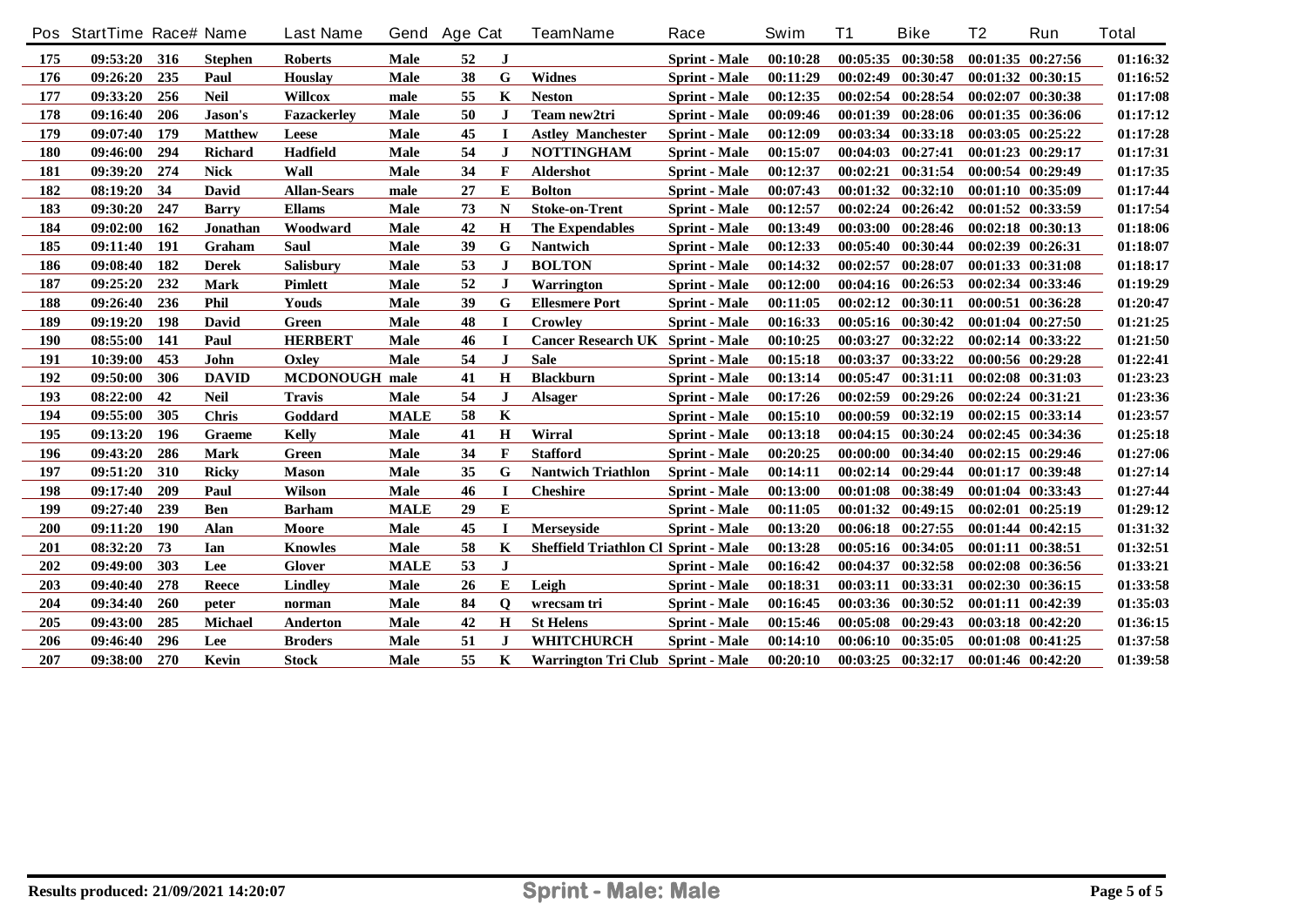| Pos | StartTime | Race# | Name | Last Name | Gend | Age | Cat | TeamName | Race | Swim | T1 | Bike | T2 | Run | Total |
|---|---|---|---|---|---|---|---|---|---|---|---|---|---|---|---|
| 175 | 09:53:20 | 316 | Stephen | Roberts | Male | 52 | J | | Sprint - Male | 00:10:28 | 00:05:35 | 00:30:58 | 00:01:35 | 00:27:56 | 01:16:32 |
| 176 | 09:26:20 | 235 | Paul | Houslay | Male | 38 | G | Widnes | Sprint - Male | 00:11:29 | 00:02:49 | 00:30:47 | 00:01:32 | 00:30:15 | 01:16:52 |
| 177 | 09:33:20 | 256 | Neil | Willcox | male | 55 | K | Neston | Sprint - Male | 00:12:35 | 00:02:54 | 00:28:54 | 00:02:07 | 00:30:38 | 01:17:08 |
| 178 | 09:16:40 | 206 | Jason's | Fazackerley | Male | 50 | J | Team new2tri | Sprint - Male | 00:09:46 | 00:01:39 | 00:28:06 | 00:01:35 | 00:36:06 | 01:17:12 |
| 179 | 09:07:40 | 179 | Matthew | Leese | Male | 45 | I | Astley Manchester | Sprint - Male | 00:12:09 | 00:03:34 | 00:33:18 | 00:03:05 | 00:25:22 | 01:17:28 |
| 180 | 09:46:00 | 294 | Richard | Hadfield | Male | 54 | J | NOTTINGHAM | Sprint - Male | 00:15:07 | 00:04:03 | 00:27:41 | 00:01:23 | 00:29:17 | 01:17:31 |
| 181 | 09:39:20 | 274 | Nick | Wall | Male | 34 | F | Aldershot | Sprint - Male | 00:12:37 | 00:02:21 | 00:31:54 | 00:00:54 | 00:29:49 | 01:17:35 |
| 182 | 08:19:20 | 34 | David | Allan-Sears | male | 27 | E | Bolton | Sprint - Male | 00:07:43 | 00:01:32 | 00:32:10 | 00:01:10 | 00:35:09 | 01:17:44 |
| 183 | 09:30:20 | 247 | Barry | Ellams | Male | 73 | N | Stoke-on-Trent | Sprint - Male | 00:12:57 | 00:02:24 | 00:26:42 | 00:01:52 | 00:33:59 | 01:17:54 |
| 184 | 09:02:00 | 162 | Jonathan | Woodward | Male | 42 | H | The Expendables | Sprint - Male | 00:13:49 | 00:03:00 | 00:28:46 | 00:02:18 | 00:30:13 | 01:18:06 |
| 185 | 09:11:40 | 191 | Graham | Saul | Male | 39 | G | Nantwich | Sprint - Male | 00:12:33 | 00:05:40 | 00:30:44 | 00:02:39 | 00:26:31 | 01:18:07 |
| 186 | 09:08:40 | 182 | Derek | Salisbury | Male | 53 | J | BOLTON | Sprint - Male | 00:14:32 | 00:02:57 | 00:28:07 | 00:01:33 | 00:31:08 | 01:18:17 |
| 187 | 09:25:20 | 232 | Mark | Pimlett | Male | 52 | J | Warrington | Sprint - Male | 00:12:00 | 00:04:16 | 00:26:53 | 00:02:34 | 00:33:46 | 01:19:29 |
| 188 | 09:26:40 | 236 | Phil | Youds | Male | 39 | G | Ellesmere Port | Sprint - Male | 00:11:05 | 00:02:12 | 00:30:11 | 00:00:51 | 00:36:28 | 01:20:47 |
| 189 | 09:19:20 | 198 | David | Green | Male | 48 | I | Crowley | Sprint - Male | 00:16:33 | 00:05:16 | 00:30:42 | 00:01:04 | 00:27:50 | 01:21:25 |
| 190 | 08:55:00 | 141 | Paul | HERBERT | Male | 46 | I | Cancer Research UK | Sprint - Male | 00:10:25 | 00:03:27 | 00:32:22 | 00:02:14 | 00:33:22 | 01:21:50 |
| 191 | 10:39:00 | 453 | John | Oxley | Male | 54 | J | Sale | Sprint - Male | 00:15:18 | 00:03:37 | 00:33:22 | 00:00:56 | 00:29:28 | 01:22:41 |
| 192 | 09:50:00 | 306 | DAVID | MCDONOUGH | male | 41 | H | Blackburn | Sprint - Male | 00:13:14 | 00:05:47 | 00:31:11 | 00:02:08 | 00:31:03 | 01:23:23 |
| 193 | 08:22:00 | 42 | Neil | Travis | Male | 54 | J | Alsager | Sprint - Male | 00:17:26 | 00:02:59 | 00:29:26 | 00:02:24 | 00:31:21 | 01:23:36 |
| 194 | 09:55:00 | 305 | Chris | Goddard | MALE | 58 | K | | Sprint - Male | 00:15:10 | 00:00:59 | 00:32:19 | 00:02:15 | 00:33:14 | 01:23:57 |
| 195 | 09:13:20 | 196 | Graeme | Kelly | Male | 41 | H | Wirral | Sprint - Male | 00:13:18 | 00:04:15 | 00:30:24 | 00:02:45 | 00:34:36 | 01:25:18 |
| 196 | 09:43:20 | 286 | Mark | Green | Male | 34 | F | Stafford | Sprint - Male | 00:20:25 | 00:00:00 | 00:34:40 | 00:02:15 | 00:29:46 | 01:27:06 |
| 197 | 09:51:20 | 310 | Ricky | Mason | Male | 35 | G | Nantwich Triathlon | Sprint - Male | 00:14:11 | 00:02:14 | 00:29:44 | 00:01:17 | 00:39:48 | 01:27:14 |
| 198 | 09:17:40 | 209 | Paul | Wilson | Male | 46 | I | Cheshire | Sprint - Male | 00:13:00 | 00:01:08 | 00:38:49 | 00:01:04 | 00:33:43 | 01:27:44 |
| 199 | 09:27:40 | 239 | Ben | Barham | MALE | 29 | E | | Sprint - Male | 00:11:05 | 00:01:32 | 00:49:15 | 00:02:01 | 00:25:19 | 01:29:12 |
| 200 | 09:11:20 | 190 | Alan | Moore | Male | 45 | I | Merseyside | Sprint - Male | 00:13:20 | 00:06:18 | 00:27:55 | 00:01:44 | 00:42:15 | 01:31:32 |
| 201 | 08:32:20 | 73 | Ian | Knowles | Male | 58 | K | Sheffield Triathlon Cl | Sprint - Male | 00:13:28 | 00:05:16 | 00:34:05 | 00:01:11 | 00:38:51 | 01:32:51 |
| 202 | 09:49:00 | 303 | Lee | Glover | MALE | 53 | J | | Sprint - Male | 00:16:42 | 00:04:37 | 00:32:58 | 00:02:08 | 00:36:56 | 01:33:21 |
| 203 | 09:40:40 | 278 | Reece | Lindley | Male | 26 | E | Leigh | Sprint - Male | 00:18:31 | 00:03:11 | 00:33:31 | 00:02:30 | 00:36:15 | 01:33:58 |
| 204 | 09:34:40 | 260 | peter | norman | Male | 84 | Q | wrecsam tri | Sprint - Male | 00:16:45 | 00:03:36 | 00:30:52 | 00:01:11 | 00:42:39 | 01:35:03 |
| 205 | 09:43:00 | 285 | Michael | Anderton | Male | 42 | H | St Helens | Sprint - Male | 00:15:46 | 00:05:08 | 00:29:43 | 00:03:18 | 00:42:20 | 01:36:15 |
| 206 | 09:46:40 | 296 | Lee | Broders | Male | 51 | J | WHITCHURCH | Sprint - Male | 00:14:10 | 00:06:10 | 00:35:05 | 00:01:08 | 00:41:25 | 01:37:58 |
| 207 | 09:38:00 | 270 | Kevin | Stock | Male | 55 | K | Warrington Tri Club | Sprint - Male | 00:20:10 | 00:03:25 | 00:32:17 | 00:01:46 | 00:42:20 | 01:39:58 |

Results produced: 21/09/2021 14:20:07

**Sprint - Male: Male**